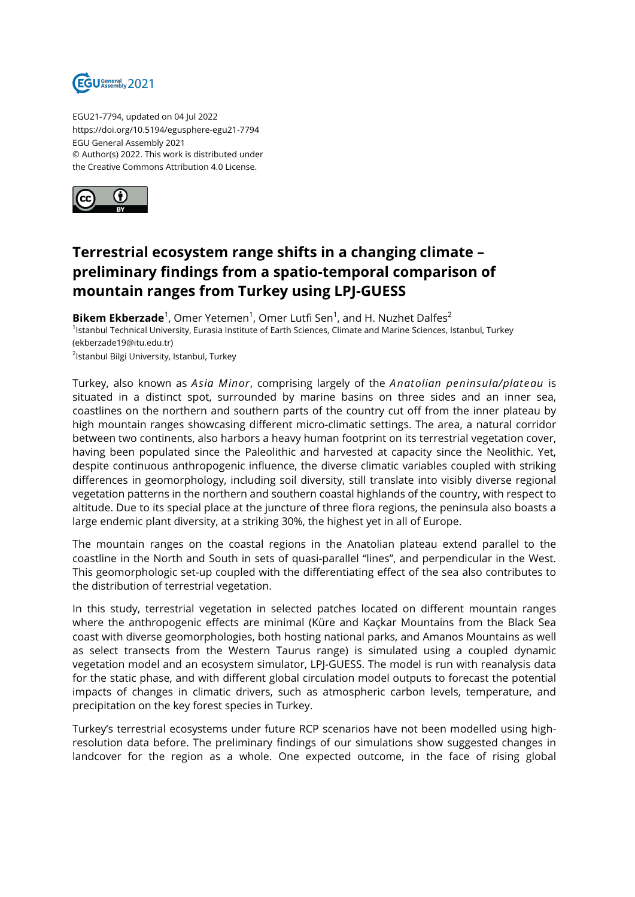EGU21-7794, updated on 04 Jul 2022
https://doi.org/10.5194/egusphere-egu21-7794
EGU General Assembly 2021
© Author(s) 2022. This work is distributed under
the Creative Commons Attribution 4.0 License.

# Terrestrial ecosystem range shifts in a changing climate – preliminary findings from a spatio-temporal comparison of mountain ranges from Turkey using LPJ-GUESS

**Bikem Ekberzade**[1], Omer Yetemen[1], Omer Lutfi Sen[1], and H. Nuzhet Dalfes[2]

[1]Istanbul Technical University, Eurasia Institute of Earth Sciences, Climate and Marine Sciences, Istanbul, Turkey (ekberzade19@itu.edu.tr)

[2]Istanbul Bilgi University, Istanbul, Turkey

Turkey, also known as *Asia Minor*, comprising largely of the *Anatolian peninsula/plateau* is situated in a distinct spot, surrounded by marine basins on three sides and an inner sea, coastlines on the northern and southern parts of the country cut off from the inner plateau by high mountain ranges showcasing different micro-climatic settings. The area, a natural corridor between two continents, also harbors a heavy human footprint on its terrestrial vegetation cover, having been populated since the Paleolithic and harvested at capacity since the Neolithic. Yet, despite continuous anthropogenic influence, the diverse climatic variables coupled with striking differences in geomorphology, including soil diversity, still translate into visibly diverse regional vegetation patterns in the northern and southern coastal highlands of the country, with respect to altitude. Due to its special place at the juncture of three flora regions, the peninsula also boasts a large endemic plant diversity, at a striking 30%, the highest yet in all of Europe.

The mountain ranges on the coastal regions in the Anatolian plateau extend parallel to the coastline in the North and South in sets of quasi-parallel "lines", and perpendicular in the West. This geomorphologic set-up coupled with the differentiating effect of the sea also contributes to the distribution of terrestrial vegetation.

In this study, terrestrial vegetation in selected patches located on different mountain ranges where the anthropogenic effects are minimal (Küre and Kaçkar Mountains from the Black Sea coast with diverse geomorphologies, both hosting national parks, and Amanos Mountains as well as select transects from the Western Taurus range) is simulated using a coupled dynamic vegetation model and an ecosystem simulator, LPJ-GUESS. The model is run with reanalysis data for the static phase, and with different global circulation model outputs to forecast the potential impacts of changes in climatic drivers, such as atmospheric carbon levels, temperature, and precipitation on the key forest species in Turkey.

Turkey's terrestrial ecosystems under future RCP scenarios have not been modelled using high-resolution data before. The preliminary findings of our simulations show suggested changes in landcover for the region as a whole. One expected outcome, in the face of rising global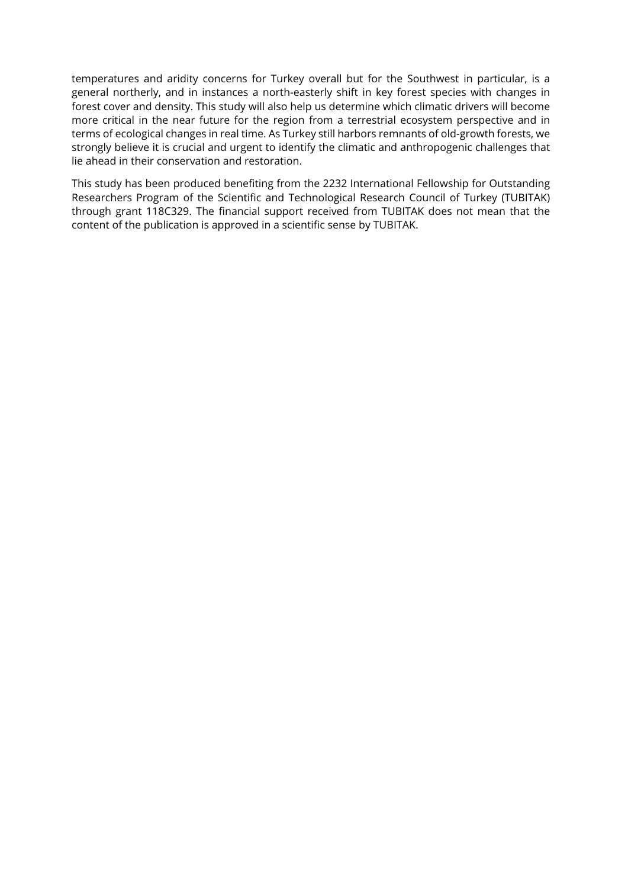temperatures and aridity concerns for Turkey overall but for the Southwest in particular, is a general northerly, and in instances a north-easterly shift in key forest species with changes in forest cover and density. This study will also help us determine which climatic drivers will become more critical in the near future for the region from a terrestrial ecosystem perspective and in terms of ecological changes in real time. As Turkey still harbors remnants of old-growth forests, we strongly believe it is crucial and urgent to identify the climatic and anthropogenic challenges that lie ahead in their conservation and restoration.

This study has been produced benefiting from the 2232 International Fellowship for Outstanding Researchers Program of the Scientific and Technological Research Council of Turkey (TUBITAK) through grant 118C329. The financial support received from TUBITAK does not mean that the content of the publication is approved in a scientific sense by TUBITAK.